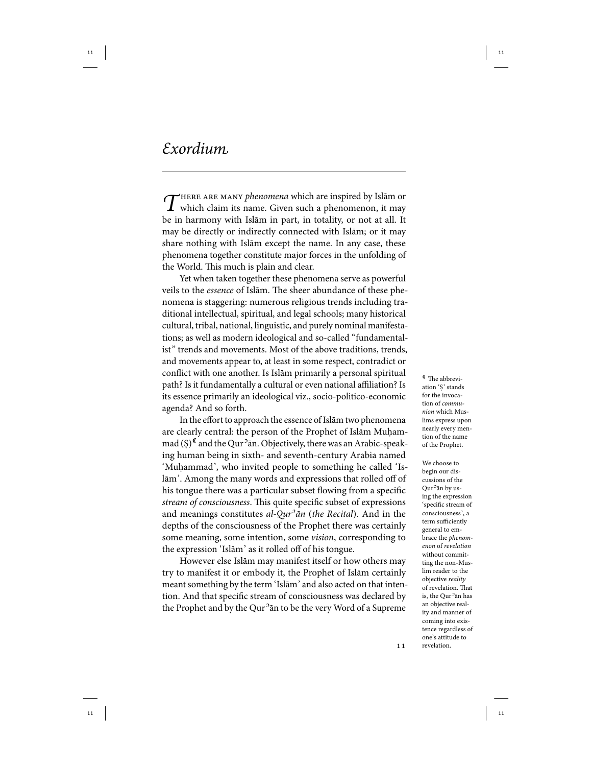# *Exordium*

There are many *phenomena* which are inspired by Islām or which claim its name. Given such a phenomenon, it may be in harmony with Islām in part, in totality, or not at all. It may be directly or indirectly connected with Islām; or it may share nothing with Islām except the name. In any case, these phenomena together constitute major forces in the unfolding of the World. This much is plain and clear.

Yet when taken together these phenomena serve as powerful veils to the *essence* of Islām. The sheer abundance of these phenomena is staggering: numerous religious trends including traditional intellectual, spiritual, and legal schools; many historical cultural, tribal, national, linguistic, and purely nominal manifestations; as well as modern ideological and so-called "fundamentalist" trends and movements. Most of the above traditions, trends, and movements appear to, at least in some respect, contradict or conflict with one another. Is Islām primarily a personal spiritual path? Is it fundamentally a cultural or even national affiliation? Is its essence primarily an ideological viz., socio-politico-economic agenda? And so forth.

In the effort to approach the essence of Islām two phenomena are clearly central: the person of the Prophet of Islām Muḥammad (Ṣ)[☾] and the Qurʾān. Objectively, there was an Arabic-speaking human being in sixth- and seventh-century Arabia named 'Muḥammad', who invited people to something he called 'Islām'. Among the many words and expressions that rolled off of his tongue there was a particular subset flowing from a specific *stream of consciousness*. This quite specific subset of expressions and meanings constitutes *al-Qurʾān* (*the Recital*). And in the depths of the consciousness of the Prophet there was certainly some meaning, some intention, some *vision*, corresponding to the expression 'Islām' as it rolled off of his tongue.

However else Islām may manifest itself or how others may try to manifest it or embody it, the Prophet of Islām certainly meant something by the term 'Islām' and also acted on that intention. And that specific stream of consciousness was declared by the Prophet and by the Qurʾān to be the very Word of a Supreme

[☾] The abbreviation 'Ṣ' stands for the invocation of *communion* which Muslims express upon nearly every mention of the name of the Prophet.

We choose to begin our discussions of the Qurʾān by using the expression 'specific stream of consciousness', a term sufficiently general to embrace the *phenomenon* of *revelation* without committing the non-Muslim reader to the objective *reality* of revelation. That is, the Qurʾān has an objective reality and manner of coming into existence regardless of one's attitude to revelation.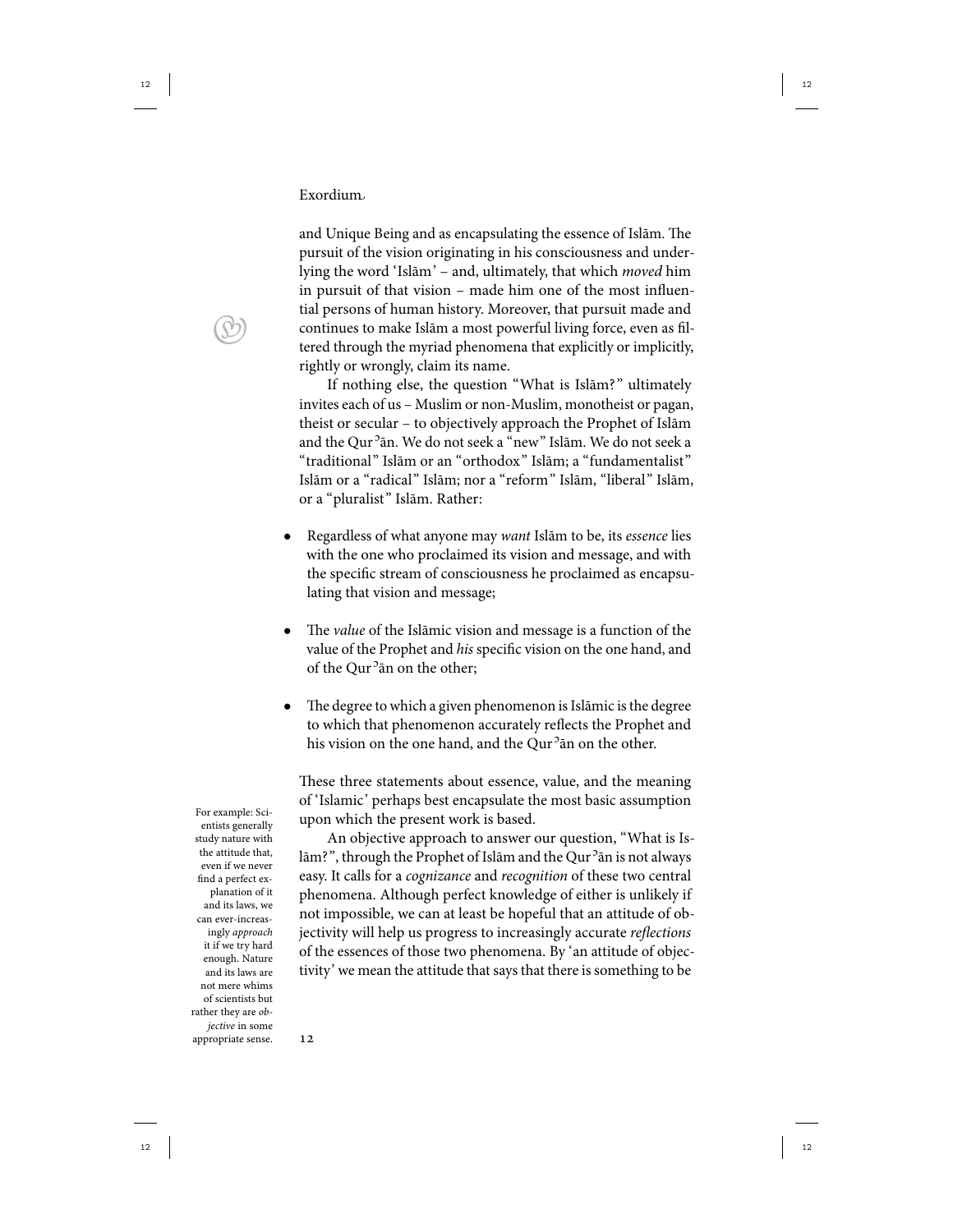and Unique Being and as encapsulating the essence of Islām. The pursuit of the vision originating in his consciousness and underlying the word 'Islām' – and, ultimately, that which *moved* him in pursuit of that vision – made him one of the most influential persons of human history. Moreover, that pursuit made and continues to make Islām a most powerful living force, even as filtered through the myriad phenomena that explicitly or implicitly, rightly or wrongly, claim its name.

If nothing else, the question "What is Islām?" ultimately invites each of us – Muslim or non-Muslim, monotheist or pagan, theist or secular – to objectively approach the Prophet of Islām and the Qurʾān. We do not seek a "new" Islām. We do not seek a "traditional" Islām or an "orthodox" Islām; a "fundamentalist" Islām or a "radical" Islām; nor a "reform" Islām, "liberal" Islām, or a "pluralist" Islām. Rather:

- Regardless of what anyone may *want* Islām to be, its *essence* lies with the one who proclaimed its vision and message, and with the specific stream of consciousness he proclaimed as encapsulating that vision and message;

- The *value* of the Islāmic vision and message is a function of the value of the Prophet and *his* specific vision on the one hand, and of the Qurʾān on the other;

- The degree to which a given phenomenon is Islāmic is the degree to which that phenomenon accurately reflects the Prophet and his vision on the one hand, and the Qurʾān on the other.

These three statements about essence, value, and the meaning of 'Islamic' perhaps best encapsulate the most basic assumption upon which the present work is based.

An objective approach to answer our question, "What is Islām?", through the Prophet of Islām and the Qurʾān is not always easy. It calls for a *cognizance* and *recognition* of these two central phenomena. Although perfect knowledge of either is unlikely if not impossible, we can at least be hopeful that an attitude of objectivity will help us progress to increasingly accurate *reflections* of the essences of those two phenomena. By 'an attitude of objectivity' we mean the attitude that says that there is something to be

For example: Scientists generally study nature with the attitude that, even if we never find a perfect explanation of it and its laws, we can ever-increasingly *approach* it if we try hard enough. Nature and its laws are not mere whims of scientists but rather they are *objective* in some appropriate sense.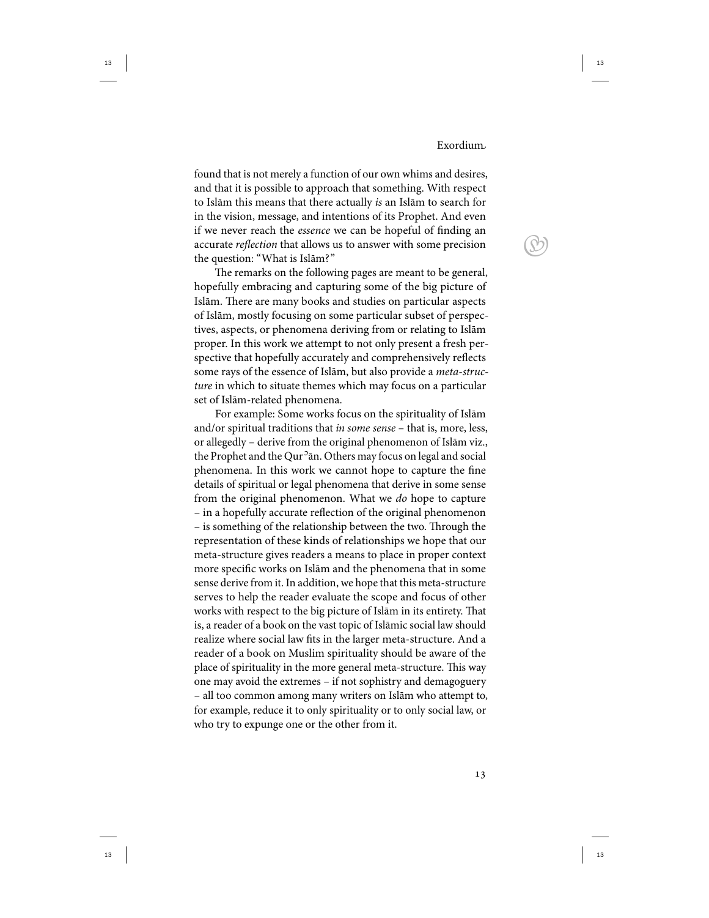found that is not merely a function of our own whims and desires, and that it is possible to approach that something. With respect to Islām this means that there actually *is* an Islām to search for in the vision, message, and intentions of its Prophet. And even if we never reach the *essence* we can be hopeful of finding an accurate *reflection* that allows us to answer with some precision the question: "What is Islām?"

The remarks on the following pages are meant to be general, hopefully embracing and capturing some of the big picture of Islām. There are many books and studies on particular aspects of Islām, mostly focusing on some particular subset of perspectives, aspects, or phenomena deriving from or relating to Islām proper. In this work we attempt to not only present a fresh perspective that hopefully accurately and comprehensively reflects some rays of the essence of Islām, but also provide a *meta-structure* in which to situate themes which may focus on a particular set of Islām-related phenomena.

For example: Some works focus on the spirituality of Islām and/or spiritual traditions that *in some sense* – that is, more, less, or allegedly – derive from the original phenomenon of Islām viz., the Prophet and the Qurʾān. Others may focus on legal and social phenomena. In this work we cannot hope to capture the fine details of spiritual or legal phenomena that derive in some sense from the original phenomenon. What we *do* hope to capture – in a hopefully accurate reflection of the original phenomenon – is something of the relationship between the two. Through the representation of these kinds of relationships we hope that our meta-structure gives readers a means to place in proper context more specific works on Islām and the phenomena that in some sense derive from it. In addition, we hope that this meta-structure serves to help the reader evaluate the scope and focus of other works with respect to the big picture of Islām in its entirety. That is, a reader of a book on the vast topic of Islāmic social law should realize where social law fits in the larger meta-structure. And a reader of a book on Muslim spirituality should be aware of the place of spirituality in the more general meta-structure. This way one may avoid the extremes – if not sophistry and demagoguery – all too common among many writers on Islām who attempt to, for example, reduce it to only spirituality or to only social law, or who try to expunge one or the other from it.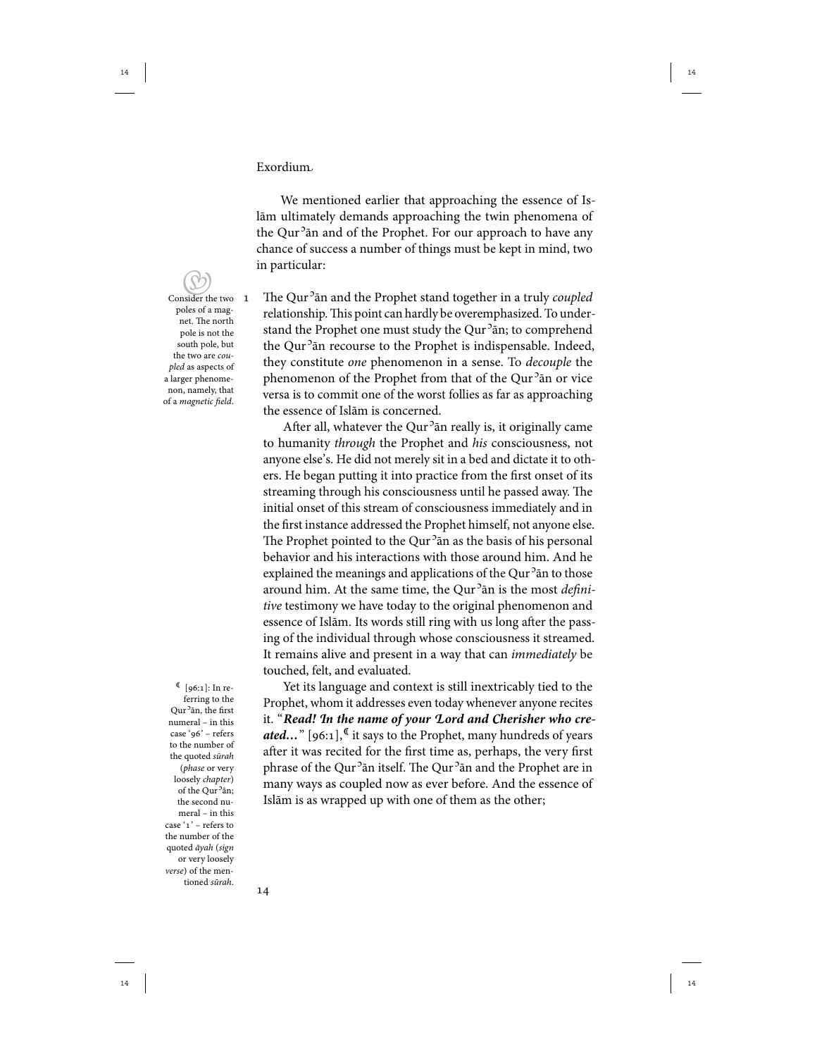Exordium

We mentioned earlier that approaching the essence of Islām ultimately demands approaching the twin phenomena of the Qurʾān and of the Prophet. For our approach to have any chance of success a number of things must be kept in mind, two in particular:

Consider the two poles of a magnet. The north pole is not the south pole, but the two are *coupled* as aspects of a larger phenomenon, namely, that of a *magnetic field*.

1 The Qurʾān and the Prophet stand together in a truly *coupled* relationship. This point can hardly be overemphasized. To understand the Prophet one must study the Qurʾān; to comprehend the Qurʾān recourse to the Prophet is indispensable. Indeed, they constitute *one* phenomenon in a sense. To *decouple* the phenomenon of the Prophet from that of the Qurʾān or vice versa is to commit one of the worst follies as far as approaching the essence of Islām is concerned.

After all, whatever the Qurʾān really is, it originally came to humanity *through* the Prophet and *his* consciousness, not anyone else's. He did not merely sit in a bed and dictate it to others. He began putting it into practice from the first onset of its streaming through his consciousness until he passed away. The initial onset of this stream of consciousness immediately and in the first instance addressed the Prophet himself, not anyone else. The Prophet pointed to the Qurʾān as the basis of his personal behavior and his interactions with those around him. And he explained the meanings and applications of the Qurʾān to those around him. At the same time, the Qurʾān is the most *definitive* testimony we have today to the original phenomenon and essence of Islām. Its words still ring with us long after the passing of the individual through whose consciousness it streamed. It remains alive and present in a way that can *immediately* be touched, felt, and evaluated.

Yet its language and context is still inextricably tied to the Prophet, whom it addresses even today whenever anyone recites it. "***Read! In the name of your Lord and Cherisher who created...***" [96:1], it says to the Prophet, many hundreds of years after it was recited for the first time as, perhaps, the very first phrase of the Qurʾān itself. The Qurʾān and the Prophet are in many ways as coupled now as ever before. And the essence of Islām is as wrapped up with one of them as the other;

[96:1]: In referring to the Qurʾān, the first numeral – in this case '96' – refers to the number of the quoted *sūrah* (*phase* or very loosely *chapter*) of the Qurʾān; the second numeral – in this case '1' – refers to the number of the quoted *āyah* (*sign* or very loosely *verse*) of the mentioned *sūrah*.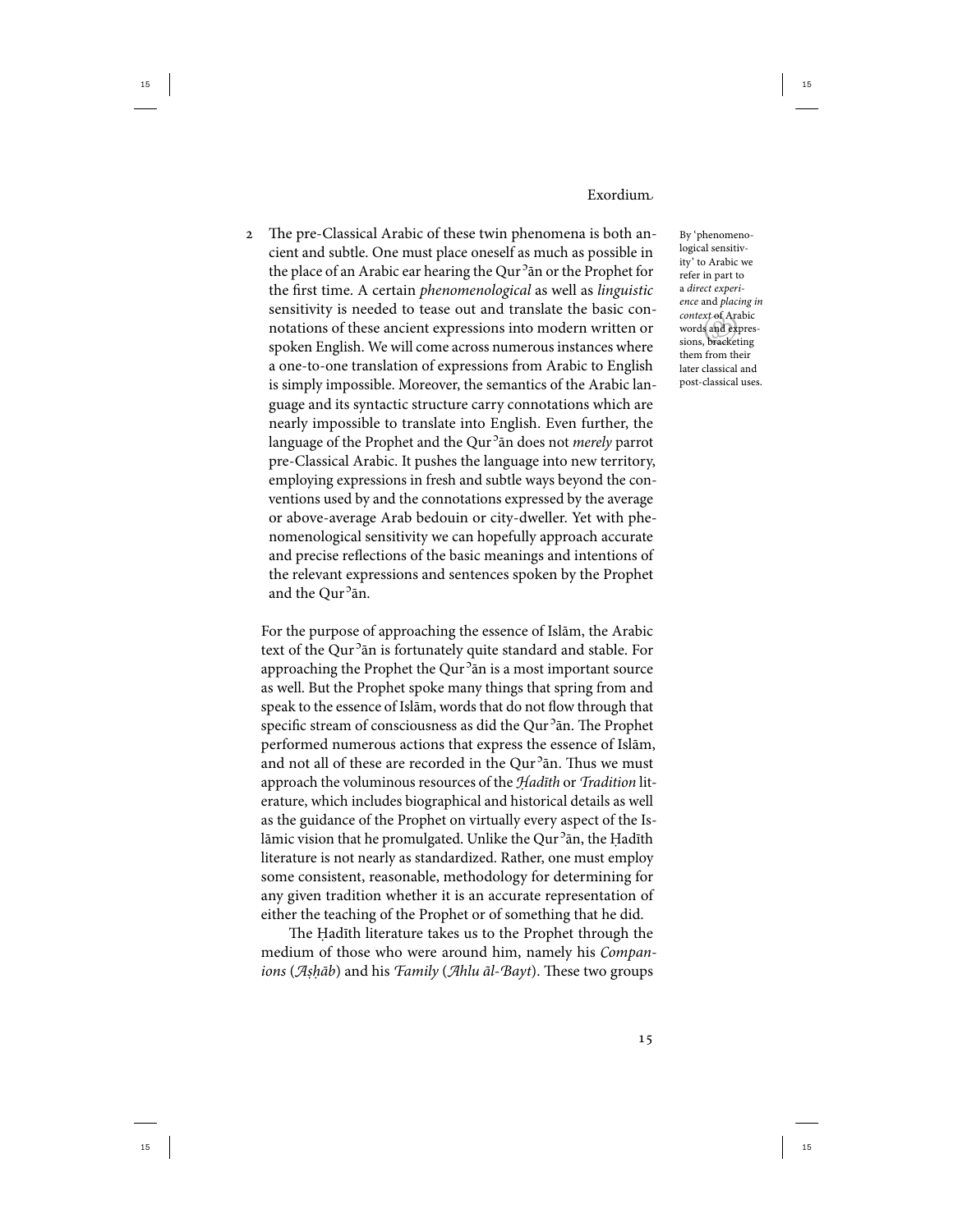2 The pre-Classical Arabic of these twin phenomena is both ancient and subtle. One must place oneself as much as possible in the place of an Arabic ear hearing the Qurʾān or the Prophet for the first time. A certain *phenomenological* as well as *linguistic* sensitivity is needed to tease out and translate the basic connotations of these ancient expressions into modern written or spoken English. We will come across numerous instances where a one-to-one translation of expressions from Arabic to English is simply impossible. Moreover, the semantics of the Arabic language and its syntactic structure carry connotations which are nearly impossible to translate into English. Even further, the language of the Prophet and the Qurʾān does not *merely* parrot pre-Classical Arabic. It pushes the language into new territory, employing expressions in fresh and subtle ways beyond the conventions used by and the connotations expressed by the average or above-average Arab bedouin or city-dweller. Yet with phenomenological sensitivity we can hopefully approach accurate and precise reflections of the basic meanings and intentions of the relevant expressions and sentences spoken by the Prophet and the Qurʾān.

By 'phenomenological sensitivity' to Arabic we refer in part to a *direct experience* and *placing in context* of Arabic words and expressions, bracketing them from their later classical and post-classical uses.

For the purpose of approaching the essence of Islām, the Arabic text of the Qurʾān is fortunately quite standard and stable. For approaching the Prophet the Qurʾān is a most important source as well. But the Prophet spoke many things that spring from and speak to the essence of Islām, words that do not flow through that specific stream of consciousness as did the Qurʾān. The Prophet performed numerous actions that express the essence of Islām, and not all of these are recorded in the Qurʾān. Thus we must approach the voluminous resources of the *Ḥadīth* or *Tradition* literature, which includes biographical and historical details as well as the guidance of the Prophet on virtually every aspect of the Islāmic vision that he promulgated. Unlike the Qurʾān, the Ḥadīth literature is not nearly as standardized. Rather, one must employ some consistent, reasonable, methodology for determining for any given tradition whether it is an accurate representation of either the teaching of the Prophet or of something that he did.

The Ḥadīth literature takes us to the Prophet through the medium of those who were around him, namely his *Companions* (*Aṣḥāb*) and his *Family* (*Ahlu āl-Bayt*). These two groups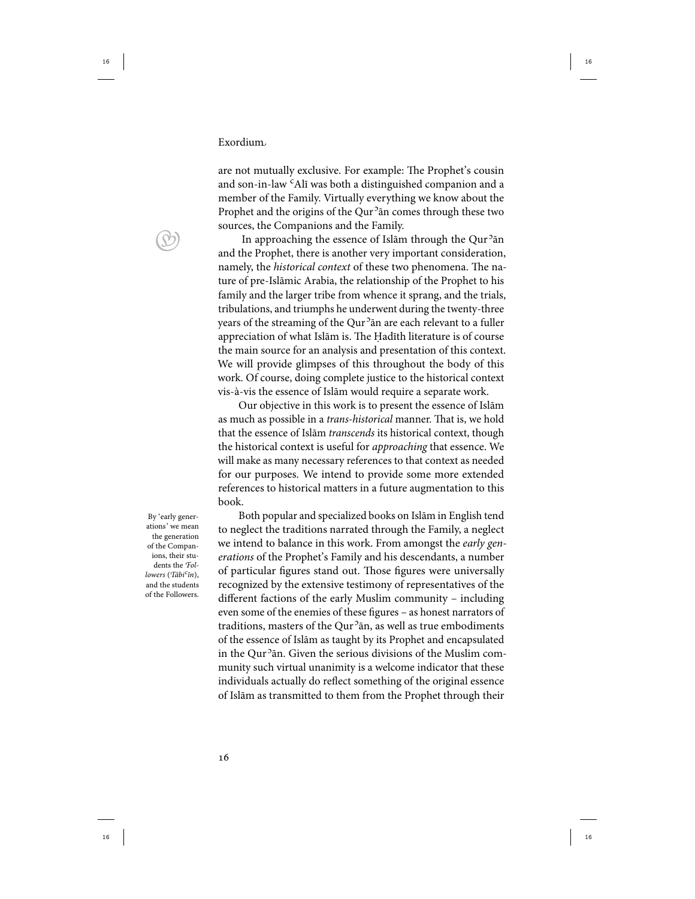are not mutually exclusive. For example: The Prophet's cousin and son-in-law ʿAlī was both a distinguished companion and a member of the Family. Virtually everything we know about the Prophet and the origins of the Qurʾān comes through these two sources, the Companions and the Family.

In approaching the essence of Islām through the Qurʾān and the Prophet, there is another very important consideration, namely, the *historical context* of these two phenomena. The nature of pre-Islāmic Arabia, the relationship of the Prophet to his family and the larger tribe from whence it sprang, and the trials, tribulations, and triumphs he underwent during the twenty-three years of the streaming of the Qurʾān are each relevant to a fuller appreciation of what Islām is. The Ḥadīth literature is of course the main source for an analysis and presentation of this context. We will provide glimpses of this throughout the body of this work. Of course, doing complete justice to the historical context vis-à-vis the essence of Islām would require a separate work.

Our objective in this work is to present the essence of Islām as much as possible in a *trans-historical* manner. That is, we hold that the essence of Islām *transcends* its historical context, though the historical context is useful for *approaching* that essence. We will make as many necessary references to that context as needed for our purposes. We intend to provide some more extended references to historical matters in a future augmentation to this book.

Both popular and specialized books on Islām in English tend to neglect the traditions narrated through the Family, a neglect we intend to balance in this work. From amongst the *early generations* of the Prophet's Family and his descendants, a number of particular figures stand out. Those figures were universally recognized by the extensive testimony of representatives of the different factions of the early Muslim community – including even some of the enemies of these figures – as honest narrators of traditions, masters of the Qurʾān, as well as true embodiments of the essence of Islām as taught by its Prophet and encapsulated in the Qurʾān. Given the serious divisions of the Muslim community such virtual unanimity is a welcome indicator that these individuals actually do reflect something of the original essence of Islām as transmitted to them from the Prophet through their

By 'early generations' we mean the generation of the Companions, their students the *'Followers* (*Tābiʿīn*), and the students of the Followers.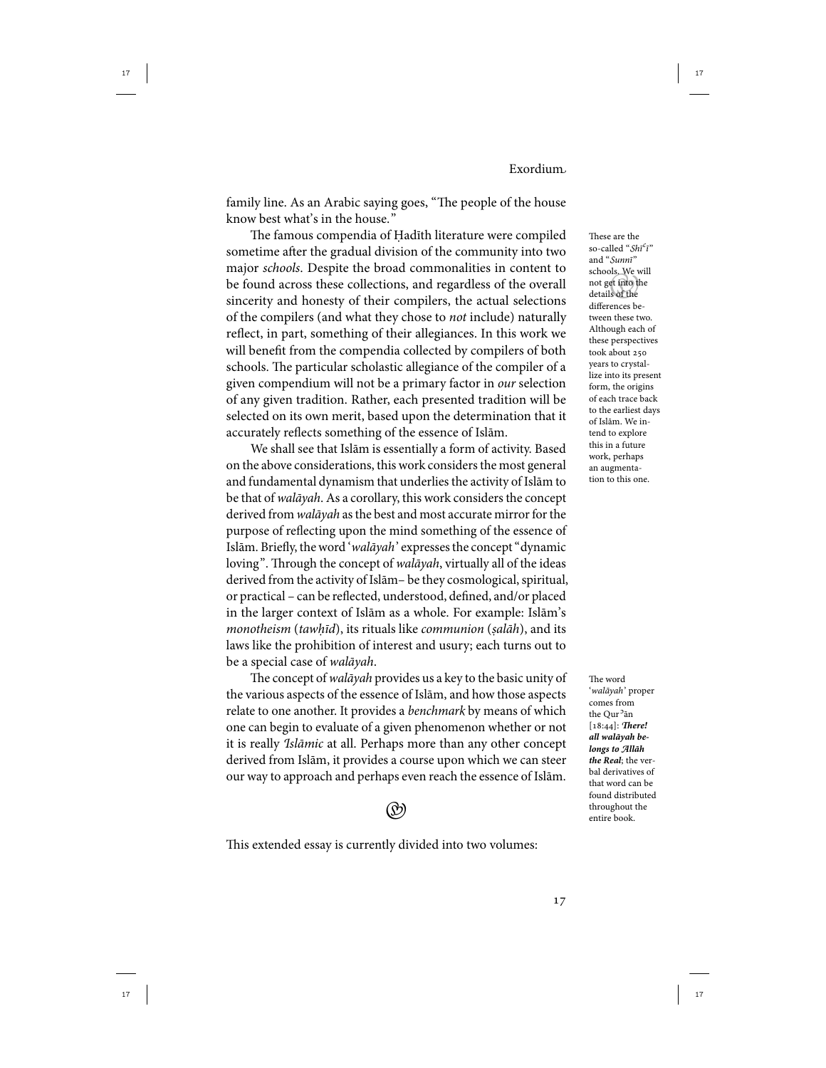family line. As an Arabic saying goes, "The people of the house know best what's in the house."

The famous compendia of Ḥadīth literature were compiled sometime after the gradual division of the community into two major *schools*. Despite the broad commonalities in content to be found across these collections, and regardless of the overall sincerity and honesty of their compilers, the actual selections of the compilers (and what they chose to *not* include) naturally reflect, in part, something of their allegiances. In this work we will benefit from the compendia collected by compilers of both schools. The particular scholastic allegiance of the compiler of a given compendium will not be a primary factor in *our* selection of any given tradition. Rather, each presented tradition will be selected on its own merit, based upon the determination that it accurately reflects something of the essence of Islām.

These are the so-called "*Shīʿī*" and "*Sunnī*" schools. We will not get into the details of the differences between these two. Although each of these perspectives took about 250 years to crystallize into its present form, the origins of each trace back to the earliest days of Islām. We intend to explore this in a future work, perhaps an augmentation to this one.

We shall see that Islām is essentially a form of activity. Based on the above considerations, this work considers the most general and fundamental dynamism that underlies the activity of Islām to be that of *walāyah*. As a corollary, this work considers the concept derived from *walāyah* as the best and most accurate mirror for the purpose of reflecting upon the mind something of the essence of Islām. Briefly, the word '*walāyah*' expresses the concept "dynamic loving". Through the concept of *walāyah*, virtually all of the ideas derived from the activity of Islām– be they cosmological, spiritual, or practical – can be reflected, understood, defined, and/or placed in the larger context of Islām as a whole. For example: Islām's *monotheism* (*tawḥīd*), its rituals like *communion* (*ṣalāh*), and its laws like the prohibition of interest and usury; each turns out to be a special case of *walāyah*.

The concept of *walāyah* provides us a key to the basic unity of the various aspects of the essence of Islām, and how those aspects relate to one another. It provides a *benchmark* by means of which one can begin to evaluate of a given phenomenon whether or not it is really *Islāmic* at all. Perhaps more than any other concept derived from Islām, it provides a course upon which we can steer our way to approach and perhaps even reach the essence of Islām.

The word '*walāyah*' proper comes from the Qurʾān [18:44]: ***There! all walāyah belongs to Allāh the Real***; the verbal derivatives of that word can be found distributed throughout the entire book.

This extended essay is currently divided into two volumes: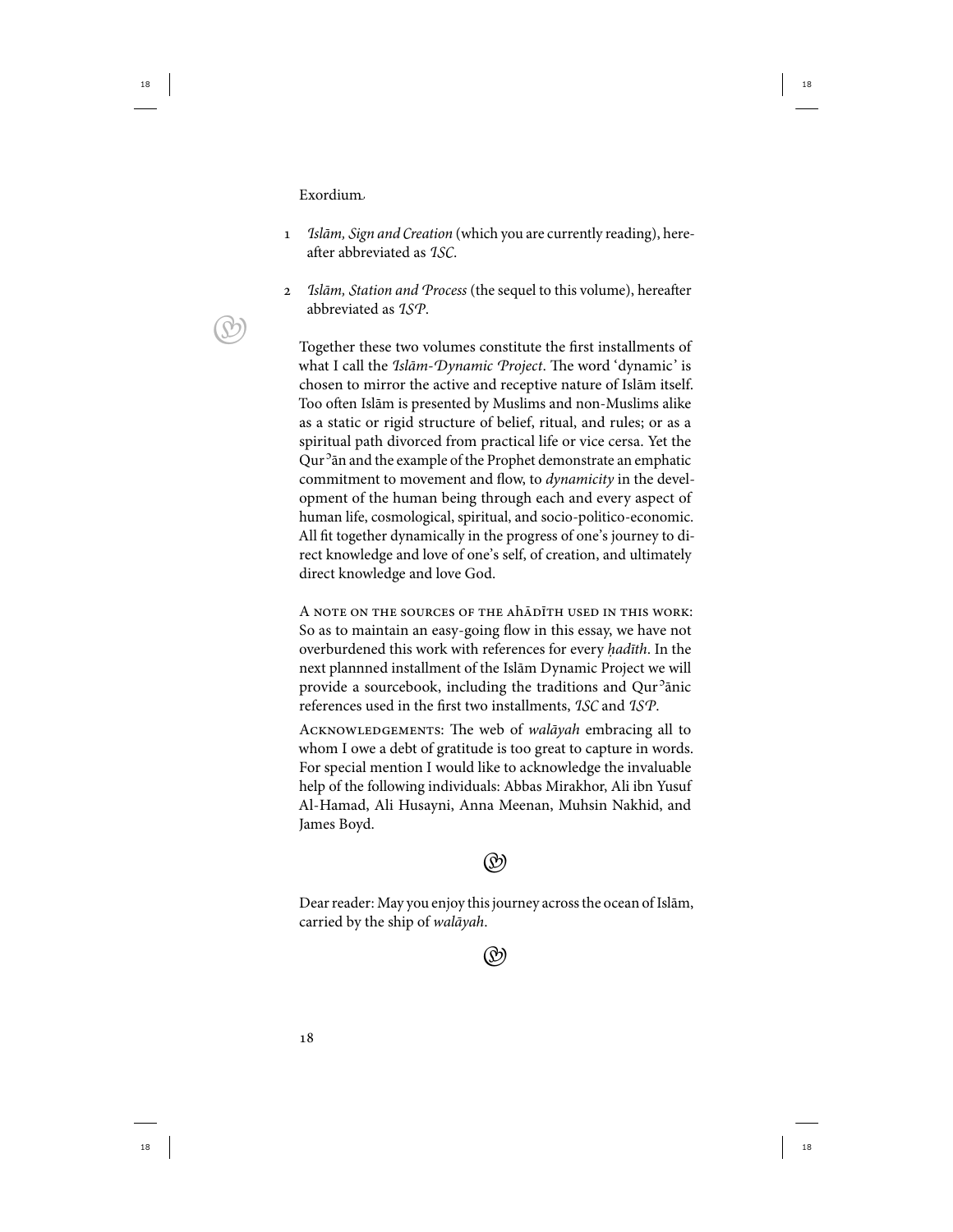Exordium

1. *Islām, Sign and Creation* (which you are currently reading), hereafter abbreviated as *ISC*.

2. *Islām, Station and Process* (the sequel to this volume), hereafter abbreviated as *ISP*.

Together these two volumes constitute the first installments of what I call the *Islām-Dynamic Project*. The word 'dynamic' is chosen to mirror the active and receptive nature of Islām itself. Too often Islām is presented by Muslims and non-Muslims alike as a static or rigid structure of belief, ritual, and rules; or as a spiritual path divorced from practical life or vice cersa. Yet the Qurʾān and the example of the Prophet demonstrate an emphatic commitment to movement and flow, to *dynamicity* in the development of the human being through each and every aspect of human life, cosmological, spiritual, and socio-politico-economic. All fit together dynamically in the progress of one's journey to direct knowledge and love of one's self, of creation, and ultimately direct knowledge and love God.

A NOTE ON THE SOURCES OF THE AḤĀDĪTH USED IN THIS WORK: So as to maintain an easy-going flow in this essay, we have not overburdened this work with references for every *ḥadīth*. In the next plannned installment of the Islām Dynamic Project we will provide a sourcebook, including the traditions and Qurʾānic references used in the first two installments, *ISC* and *ISP*.

ACKNOWLEDGEMENTS: The web of *walāyah* embracing all to whom I owe a debt of gratitude is too great to capture in words. For special mention I would like to acknowledge the invaluable help of the following individuals: Abbas Mirakhor, Ali ibn Yusuf Al-Hamad, Ali Husayni, Anna Meenan, Muhsin Nakhid, and James Boyd.

Dear reader: May you enjoy this journey across the ocean of Islām, carried by the ship of *walāyah*.